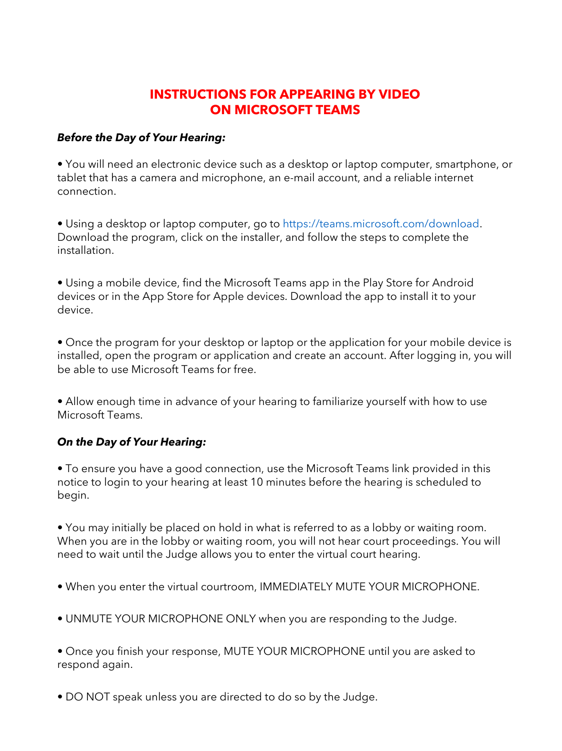# INSTRUCTIONS FOR APPEARING BY VIDEO ON MICROSOFT TEAMS

***Before the Day of Your Hearing:***

- You will need an electronic device such as a desktop or laptop computer, smartphone, or tablet that has a camera and microphone, an e-mail account, and a reliable internet connection.

- Using a desktop or laptop computer, go to https://teams.microsoft.com/download. Download the program, click on the installer, and follow the steps to complete the installation.

- Using a mobile device, find the Microsoft Teams app in the Play Store for Android devices or in the App Store for Apple devices. Download the app to install it to your device.

- Once the program for your desktop or laptop or the application for your mobile device is installed, open the program or application and create an account. After logging in, you will be able to use Microsoft Teams for free.

- Allow enough time in advance of your hearing to familiarize yourself with how to use Microsoft Teams.

***On the Day of Your Hearing:***

- To ensure you have a good connection, use the Microsoft Teams link provided in this notice to login to your hearing at least 10 minutes before the hearing is scheduled to begin.

- You may initially be placed on hold in what is referred to as a lobby or waiting room. When you are in the lobby or waiting room, you will not hear court proceedings. You will need to wait until the Judge allows you to enter the virtual court hearing.

- When you enter the virtual courtroom, IMMEDIATELY MUTE YOUR MICROPHONE.

- UNMUTE YOUR MICROPHONE ONLY when you are responding to the Judge.

- Once you finish your response, MUTE YOUR MICROPHONE until you are asked to respond again.

- DO NOT speak unless you are directed to do so by the Judge.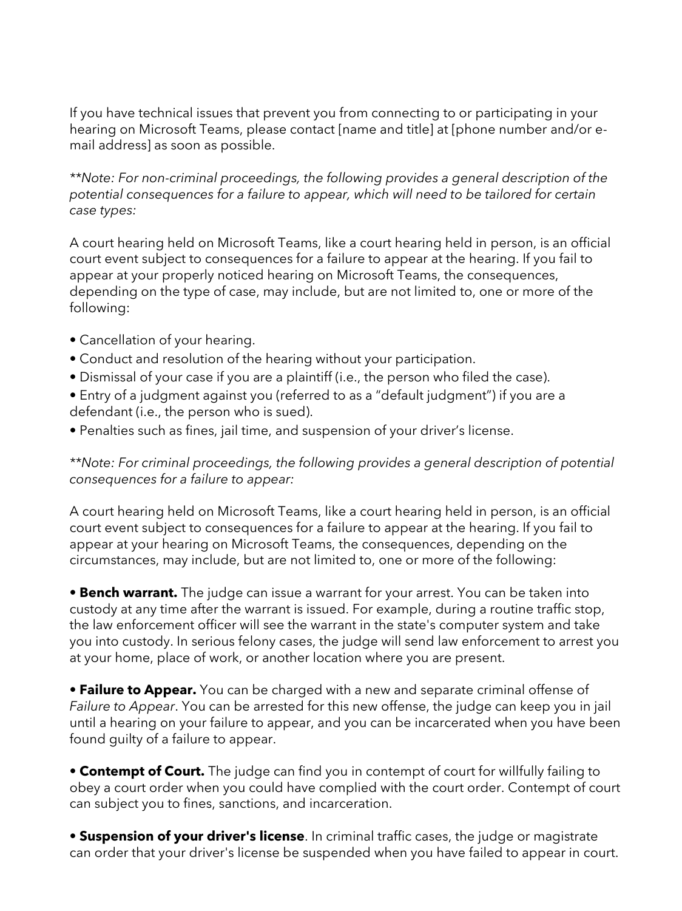If you have technical issues that prevent you from connecting to or participating in your hearing on Microsoft Teams, please contact [name and title] at [phone number and/or e-mail address] as soon as possible.

*\*\*Note: For non-criminal proceedings, the following provides a general description of the potential consequences for a failure to appear, which will need to be tailored for certain case types:*

A court hearing held on Microsoft Teams, like a court hearing held in person, is an official court event subject to consequences for a failure to appear at the hearing. If you fail to appear at your properly noticed hearing on Microsoft Teams, the consequences, depending on the type of case, may include, but are not limited to, one or more of the following:

- Cancellation of your hearing.
- Conduct and resolution of the hearing without your participation.
- Dismissal of your case if you are a plaintiff (i.e., the person who filed the case).
- Entry of a judgment against you (referred to as a "default judgment") if you are a defendant (i.e., the person who is sued).
- Penalties such as fines, jail time, and suspension of your driver's license.

*\*\*Note: For criminal proceedings, the following provides a general description of potential consequences for a failure to appear:*

A court hearing held on Microsoft Teams, like a court hearing held in person, is an official court event subject to consequences for a failure to appear at the hearing. If you fail to appear at your hearing on Microsoft Teams, the consequences, depending on the circumstances, may include, but are not limited to, one or more of the following:

- **Bench warrant.** The judge can issue a warrant for your arrest. You can be taken into custody at any time after the warrant is issued. For example, during a routine traffic stop, the law enforcement officer will see the warrant in the state's computer system and take you into custody. In serious felony cases, the judge will send law enforcement to arrest you at your home, place of work, or another location where you are present.

- **Failure to Appear.** You can be charged with a new and separate criminal offense of *Failure to Appear*. You can be arrested for this new offense, the judge can keep you in jail until a hearing on your failure to appear, and you can be incarcerated when you have been found guilty of a failure to appear.

- **Contempt of Court.** The judge can find you in contempt of court for willfully failing to obey a court order when you could have complied with the court order. Contempt of court can subject you to fines, sanctions, and incarceration.

- **Suspension of your driver's license**. In criminal traffic cases, the judge or magistrate can order that your driver's license be suspended when you have failed to appear in court.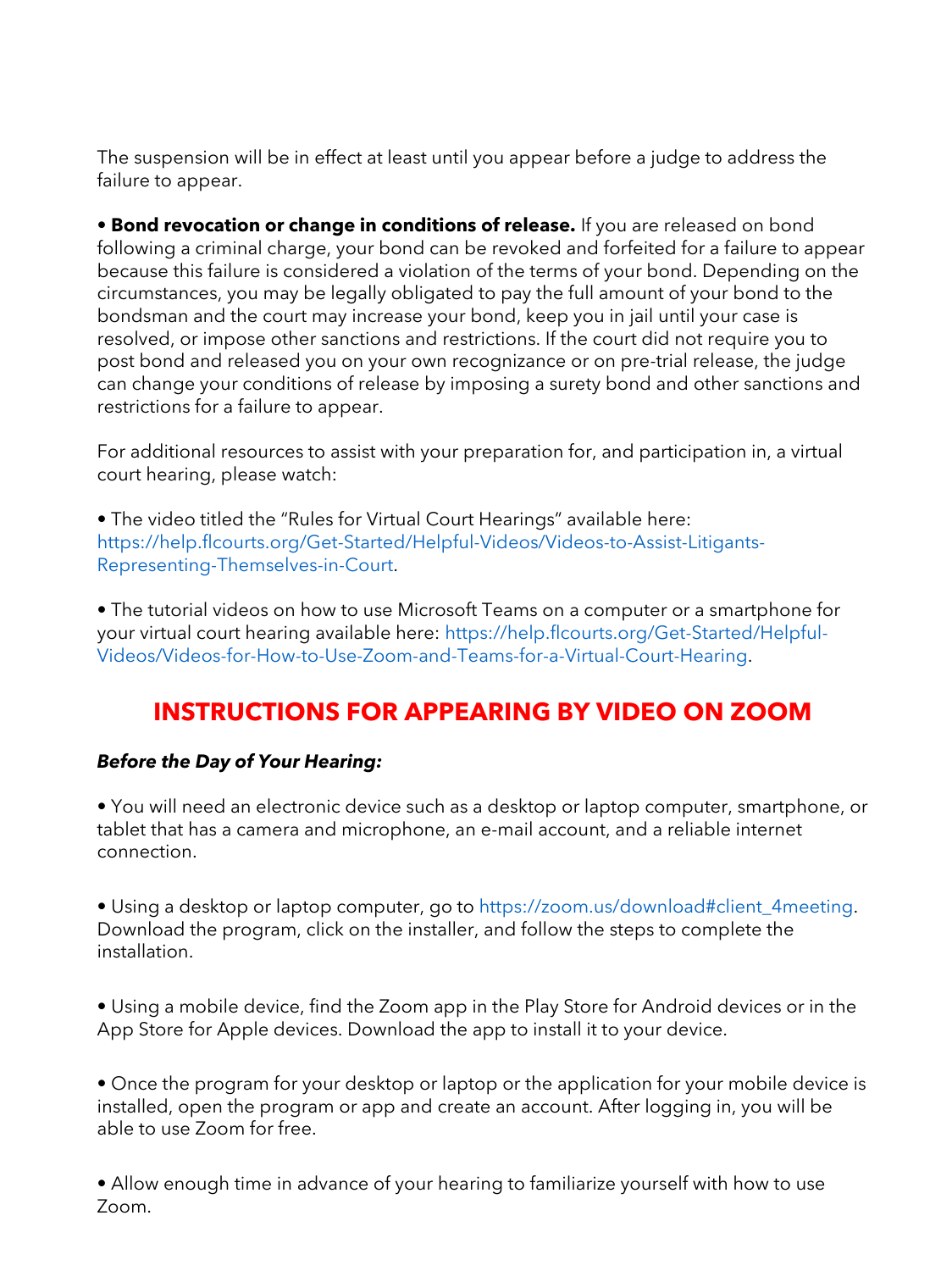The suspension will be in effect at least until you appear before a judge to address the failure to appear.

• **Bond revocation or change in conditions of release.** If you are released on bond following a criminal charge, your bond can be revoked and forfeited for a failure to appear because this failure is considered a violation of the terms of your bond. Depending on the circumstances, you may be legally obligated to pay the full amount of your bond to the bondsman and the court may increase your bond, keep you in jail until your case is resolved, or impose other sanctions and restrictions. If the court did not require you to post bond and released you on your own recognizance or on pre-trial release, the judge can change your conditions of release by imposing a surety bond and other sanctions and restrictions for a failure to appear.

For additional resources to assist with your preparation for, and participation in, a virtual court hearing, please watch:

• The video titled the "Rules for Virtual Court Hearings" available here: https://help.flcourts.org/Get-Started/Helpful-Videos/Videos-to-Assist-Litigants-Representing-Themselves-in-Court.

• The tutorial videos on how to use Microsoft Teams on a computer or a smartphone for your virtual court hearing available here: https://help.flcourts.org/Get-Started/Helpful-Videos/Videos-for-How-to-Use-Zoom-and-Teams-for-a-Virtual-Court-Hearing.

## INSTRUCTIONS FOR APPEARING BY VIDEO ON ZOOM

***Before the Day of Your Hearing:***

• You will need an electronic device such as a desktop or laptop computer, smartphone, or tablet that has a camera and microphone, an e-mail account, and a reliable internet connection.

• Using a desktop or laptop computer, go to https://zoom.us/download#client_4meeting. Download the program, click on the installer, and follow the steps to complete the installation.

• Using a mobile device, find the Zoom app in the Play Store for Android devices or in the App Store for Apple devices. Download the app to install it to your device.

• Once the program for your desktop or laptop or the application for your mobile device is installed, open the program or app and create an account. After logging in, you will be able to use Zoom for free.

• Allow enough time in advance of your hearing to familiarize yourself with how to use Zoom.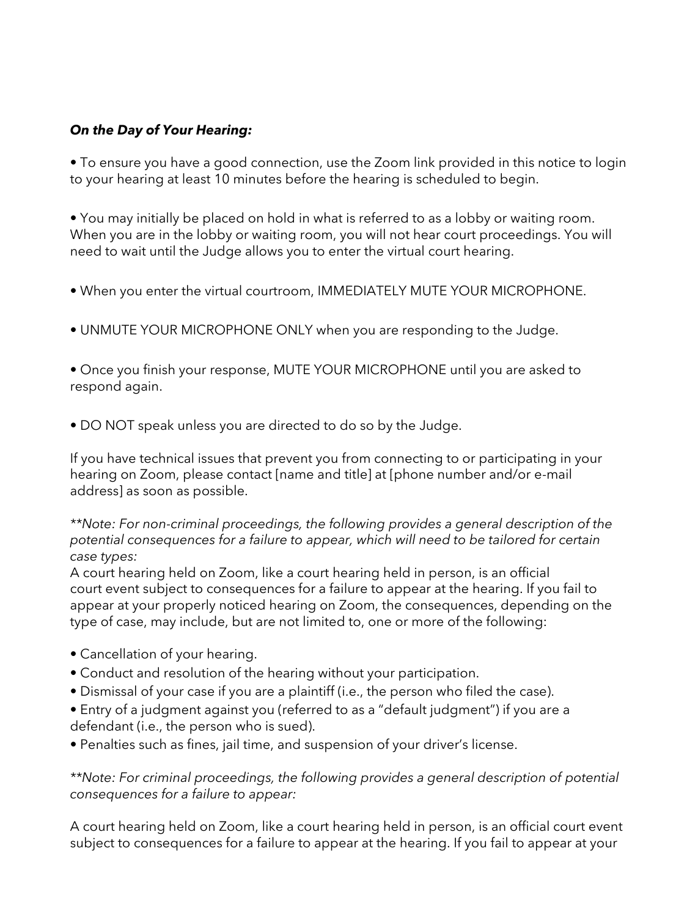***On the Day of Your Hearing:***

- To ensure you have a good connection, use the Zoom link provided in this notice to login to your hearing at least 10 minutes before the hearing is scheduled to begin.

- You may initially be placed on hold in what is referred to as a lobby or waiting room. When you are in the lobby or waiting room, you will not hear court proceedings. You will need to wait until the Judge allows you to enter the virtual court hearing.

- When you enter the virtual courtroom, IMMEDIATELY MUTE YOUR MICROPHONE.

- UNMUTE YOUR MICROPHONE ONLY when you are responding to the Judge.

- Once you finish your response, MUTE YOUR MICROPHONE until you are asked to respond again.

- DO NOT speak unless you are directed to do so by the Judge.

If you have technical issues that prevent you from connecting to or participating in your hearing on Zoom, please contact [name and title] at [phone number and/or e-mail address] as soon as possible.

*\*\*Note: For non-criminal proceedings, the following provides a general description of the potential consequences for a failure to appear, which will need to be tailored for certain case types:*

A court hearing held on Zoom, like a court hearing held in person, is an official court event subject to consequences for a failure to appear at the hearing. If you fail to appear at your properly noticed hearing on Zoom, the consequences, depending on the type of case, may include, but are not limited to, one or more of the following:

- Cancellation of your hearing.
- Conduct and resolution of the hearing without your participation.
- Dismissal of your case if you are a plaintiff (i.e., the person who filed the case).
- Entry of a judgment against you (referred to as a "default judgment") if you are a defendant (i.e., the person who is sued).
- Penalties such as fines, jail time, and suspension of your driver's license.

*\*\*Note: For criminal proceedings, the following provides a general description of potential consequences for a failure to appear:*

A court hearing held on Zoom, like a court hearing held in person, is an official court event subject to consequences for a failure to appear at the hearing. If you fail to appear at your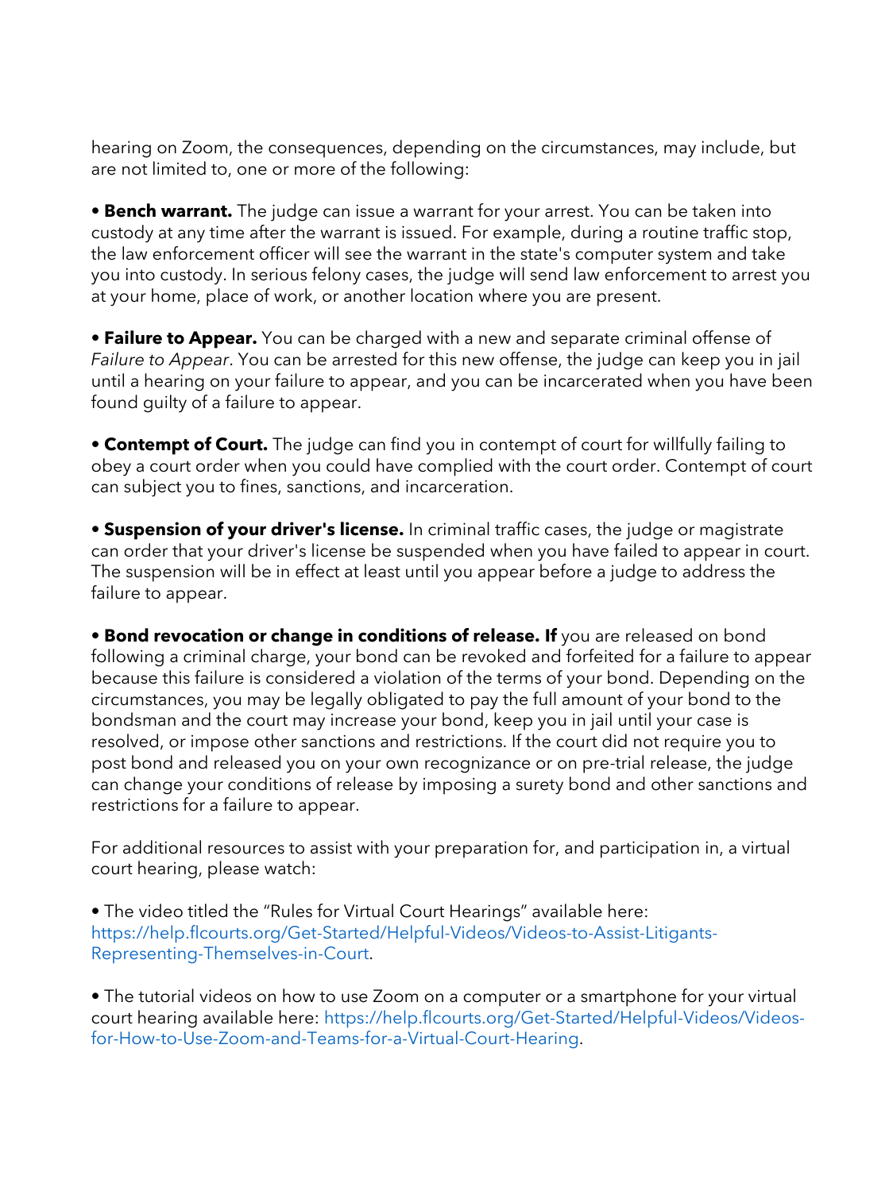hearing on Zoom, the consequences, depending on the circumstances, may include, but are not limited to, one or more of the following:

- **Bench warrant.** The judge can issue a warrant for your arrest. You can be taken into custody at any time after the warrant is issued. For example, during a routine traffic stop, the law enforcement officer will see the warrant in the state's computer system and take you into custody. In serious felony cases, the judge will send law enforcement to arrest you at your home, place of work, or another location where you are present.

- **Failure to Appear.** You can be charged with a new and separate criminal offense of *Failure to Appear*. You can be arrested for this new offense, the judge can keep you in jail until a hearing on your failure to appear, and you can be incarcerated when you have been found guilty of a failure to appear.

- **Contempt of Court.** The judge can find you in contempt of court for willfully failing to obey a court order when you could have complied with the court order. Contempt of court can subject you to fines, sanctions, and incarceration.

- **Suspension of your driver's license.** In criminal traffic cases, the judge or magistrate can order that your driver's license be suspended when you have failed to appear in court. The suspension will be in effect at least until you appear before a judge to address the failure to appear.

- **Bond revocation or change in conditions of release. If** you are released on bond following a criminal charge, your bond can be revoked and forfeited for a failure to appear because this failure is considered a violation of the terms of your bond. Depending on the circumstances, you may be legally obligated to pay the full amount of your bond to the bondsman and the court may increase your bond, keep you in jail until your case is resolved, or impose other sanctions and restrictions. If the court did not require you to post bond and released you on your own recognizance or on pre-trial release, the judge can change your conditions of release by imposing a surety bond and other sanctions and restrictions for a failure to appear.

For additional resources to assist with your preparation for, and participation in, a virtual court hearing, please watch:

- The video titled the "Rules for Virtual Court Hearings" available here: https://help.flcourts.org/Get-Started/Helpful-Videos/Videos-to-Assist-Litigants-Representing-Themselves-in-Court.

- The tutorial videos on how to use Zoom on a computer or a smartphone for your virtual court hearing available here: https://help.flcourts.org/Get-Started/Helpful-Videos/Videos-for-How-to-Use-Zoom-and-Teams-for-a-Virtual-Court-Hearing.